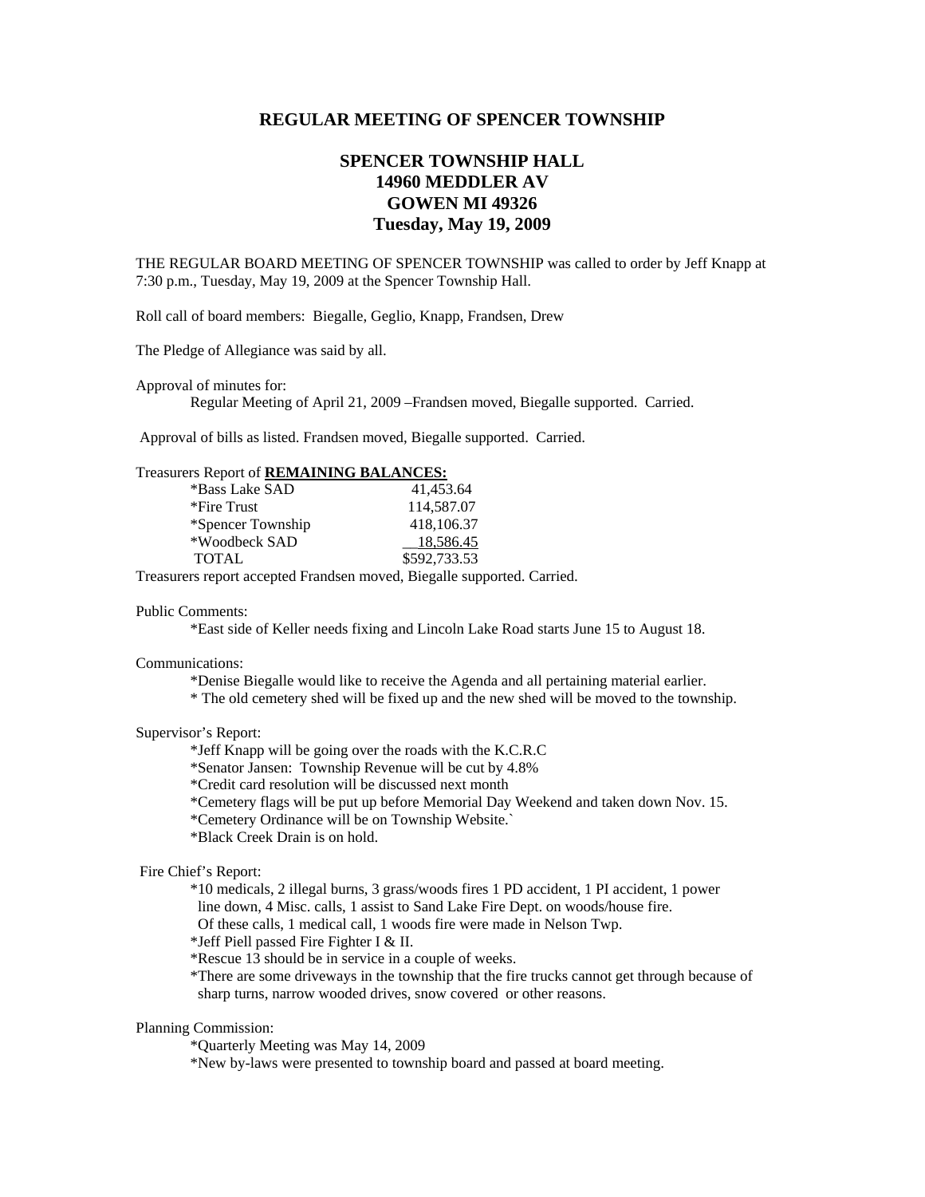## REGULAR MEETING OF SPENCER TOWNSHIP

### SPENCER TOWNSHIP HALL
### 14960 MEDDLER AV
### GOWEN MI 49326
### Tuesday, May 19, 2009

THE REGULAR BOARD MEETING OF SPENCER TOWNSHIP was called to order by Jeff Knapp at 7:30 p.m., Tuesday, May 19, 2009 at the Spencer Township Hall.

Roll call of board members: Biegalle, Geglio, Knapp, Frandsen, Drew

The Pledge of Allegiance was said by all.

Approval of minutes for:

Regular Meeting of April 21, 2009 –Frandsen moved, Biegalle supported. Carried.

Approval of bills as listed. Frandsen moved, Biegalle supported. Carried.

Treasurers Report of **REMAINING BALANCES:**

| | |
|---|---|
| *Bass Lake SAD | 41,453.64 |
| *Fire Trust | 114,587.07 |
| *Spencer Township | 418,106.37 |
| *Woodbeck SAD | 18,586.45 |
| TOTAL | $592,733.53 |

Treasurers report accepted Frandsen moved, Biegalle supported. Carried.

Public Comments:

*East side of Keller needs fixing and Lincoln Lake Road starts June 15 to August 18.

Communications:

*Denise Biegalle would like to receive the Agenda and all pertaining material earlier.
* The old cemetery shed will be fixed up and the new shed will be moved to the township.

Supervisor's Report:

*Jeff Knapp will be going over the roads with the K.C.R.C
*Senator Jansen: Township Revenue will be cut by 4.8%
*Credit card resolution will be discussed next month
*Cemetery flags will be put up before Memorial Day Weekend and taken down Nov. 15.
*Cemetery Ordinance will be on Township Website.`
*Black Creek Drain is on hold.

Fire Chief's Report:

*10 medicals, 2 illegal burns, 3 grass/woods fires 1 PD accident, 1 PI accident, 1 power line down, 4 Misc. calls, 1 assist to Sand Lake Fire Dept. on woods/house fire. Of these calls, 1 medical call, 1 woods fire were made in Nelson Twp.
*Jeff Piell passed Fire Fighter I & II.
*Rescue 13 should be in service in a couple of weeks.
*There are some driveways in the township that the fire trucks cannot get through because of sharp turns, narrow wooded drives, snow covered or other reasons.

Planning Commission:

*Quarterly Meeting was May 14, 2009
*New by-laws were presented to township board and passed at board meeting.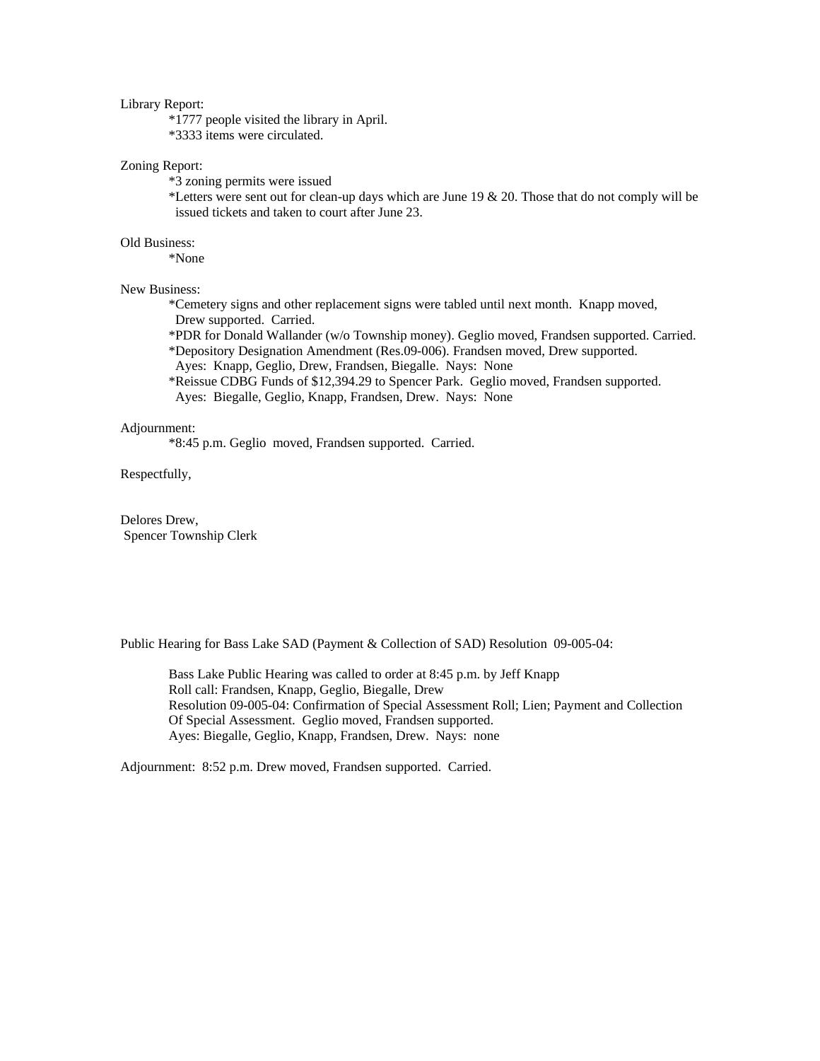Library Report:

*1777 people visited the library in April.
*3333 items were circulated.

Zoning Report:

*3 zoning permits were issued
*Letters were sent out for clean-up days which are June 19 & 20. Those that do not comply will be issued tickets and taken to court after June 23.

Old Business:

*None

New Business:

*Cemetery signs and other replacement signs were tabled until next month. Knapp moved, Drew supported. Carried.
*PDR for Donald Wallander (w/o Township money). Geglio moved, Frandsen supported. Carried.
*Depository Designation Amendment (Res.09-006). Frandsen moved, Drew supported. Ayes: Knapp, Geglio, Drew, Frandsen, Biegalle. Nays: None
*Reissue CDBG Funds of $12,394.29 to Spencer Park. Geglio moved, Frandsen supported. Ayes: Biegalle, Geglio, Knapp, Frandsen, Drew. Nays: None

Adjournment:

*8:45 p.m. Geglio moved, Frandsen supported. Carried.

Respectfully,

Delores Drew,
Spencer Township Clerk

Public Hearing for Bass Lake SAD (Payment & Collection of SAD) Resolution 09-005-04:

Bass Lake Public Hearing was called to order at 8:45 p.m. by Jeff Knapp
Roll call: Frandsen, Knapp, Geglio, Biegalle, Drew
Resolution 09-005-04: Confirmation of Special Assessment Roll; Lien; Payment and Collection Of Special Assessment. Geglio moved, Frandsen supported.
Ayes: Biegalle, Geglio, Knapp, Frandsen, Drew. Nays: none

Adjournment: 8:52 p.m. Drew moved, Frandsen supported. Carried.